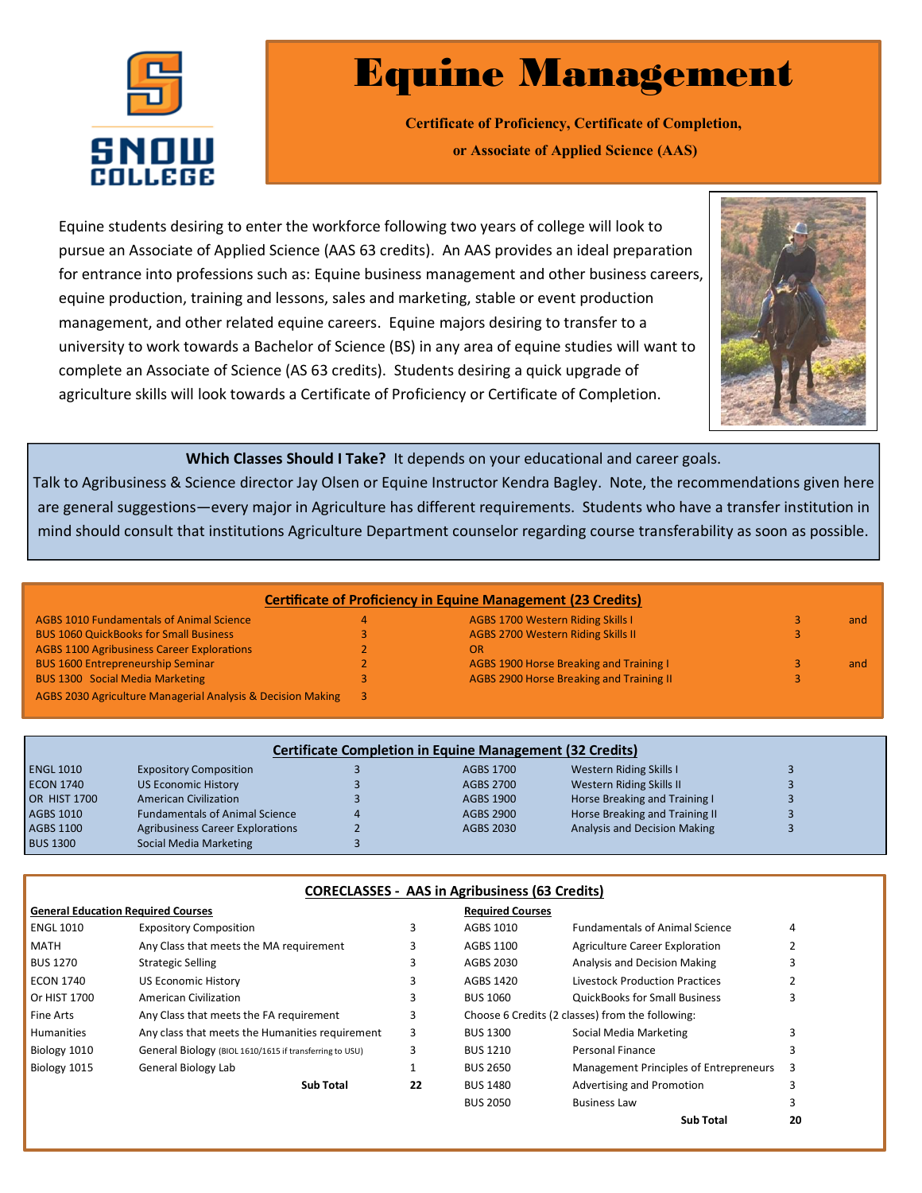# Equine Management

**Certificate of Proficiency, Certificate of Completion,**

**or Associate of Applied Science (AAS)**

Equine students desiring to enter the workforce following two years of college will look to pursue an Associate of Applied Science (AAS 63 credits). An AAS provides an ideal preparation for entrance into professions such as: Equine business management and other business careers, equine production, training and lessons, sales and marketing, stable or event production management, and other related equine careers. Equine majors desiring to transfer to a university to work towards a Bachelor of Science (BS) in any area of equine studies will want to complete an Associate of Science (AS 63 credits). Students desiring a quick upgrade of agriculture skills will look towards a Certificate of Proficiency or Certificate of Completion.

**Which Classes Should I Take?** It depends on your educational and career goals. Talk to Agribusiness & Science director Jay Olsen or Equine Instructor Kendra Bagley. Note, the recommendations given here are general suggestions—every major in Agriculture has different requirements. Students who have a transfer institution in mind should consult that institutions Agriculture Department counselor regarding course transferability as soon as possible.

## Certificate of Proficiency in Equine Management (23 Credits)

| Course | Credits | Course | Credits | |
|---|---|---|---|---|
| AGBS 1010 Fundamentals of Animal Science | 4 | AGBS 1700 Western Riding Skills I | 3 | and |
| BUS 1060 QuickBooks for Small Business | 3 | AGBS 2700 Western Riding Skills II | 3 | |
| AGBS 1100 Agribusiness Career Explorations | 2 | OR | | |
| BUS 1600 Entrepreneurship Seminar | 2 | AGBS 1900 Horse Breaking and Training I | 3 | and |
| BUS 1300 Social Media Marketing | 3 | AGBS 2900 Horse Breaking and Training II | 3 | |
| AGBS 2030 Agriculture Managerial Analysis & Decision Making | 3 | | | |

## Certificate Completion in Equine Management (32 Credits)

| Course | Title | Credits | Course | Title | Credits |
|---|---|---|---|---|---|
| ENGL 1010 | Expository Composition | 3 | AGBS 1700 | Western Riding Skills I | 3 |
| ECON 1740 | US Economic History | 3 | AGBS 2700 | Western Riding Skills II | 3 |
| OR HIST 1700 | American Civilization | 3 | AGBS 1900 | Horse Breaking and Training I | 3 |
| AGBS 1010 | Fundamentals of Animal Science | 4 | AGBS 2900 | Horse Breaking and Training II | 3 |
| AGBS 1100 | Agribusiness Career Explorations | 2 | AGBS 2030 | Analysis and Decision Making | 3 |
| BUS 1300 | Social Media Marketing | 3 | | | |

## CORECLASSES - AAS in Agribusiness (63 Credits)

**General Education Required Courses**

| Course | Title | Credits |
|---|---|---|
| ENGL 1010 | Expository Composition | 3 |
| MATH | Any Class that meets the MA requirement | 3 |
| BUS 1270 | Strategic Selling | 3 |
| ECON 1740 | US Economic History | 3 |
| Or HIST 1700 | American Civilization | 3 |
| Fine Arts | Any Class that meets the FA requirement | 3 |
| Humanities | Any class that meets the Humanities requirement | 3 |
| Biology 1010 | General Biology (BIOL 1610/1615 if transferring to USU) | 3 |
| Biology 1015 | General Biology Lab | 1 |
| | **Sub Total** | **22** |

**Required Courses**

| Course | Title | Credits |
|---|---|---|
| AGBS 1010 | Fundamentals of Animal Science | 4 |
| AGBS 1100 | Agriculture Career Exploration | 2 |
| AGBS 2030 | Analysis and Decision Making | 3 |
| AGBS 1420 | Livestock Production Practices | 2 |
| BUS 1060 | QuickBooks for Small Business | 3 |
| Choose 6 Credits (2 classes) from the following: | | |
| BUS 1300 | Social Media Marketing | 3 |
| BUS 1210 | Personal Finance | 3 |
| BUS 2650 | Management Principles of Entrepreneurs | 3 |
| BUS 1480 | Advertising and Promotion | 3 |
| BUS 2050 | Business Law | 3 |
| | **Sub Total** | **20** |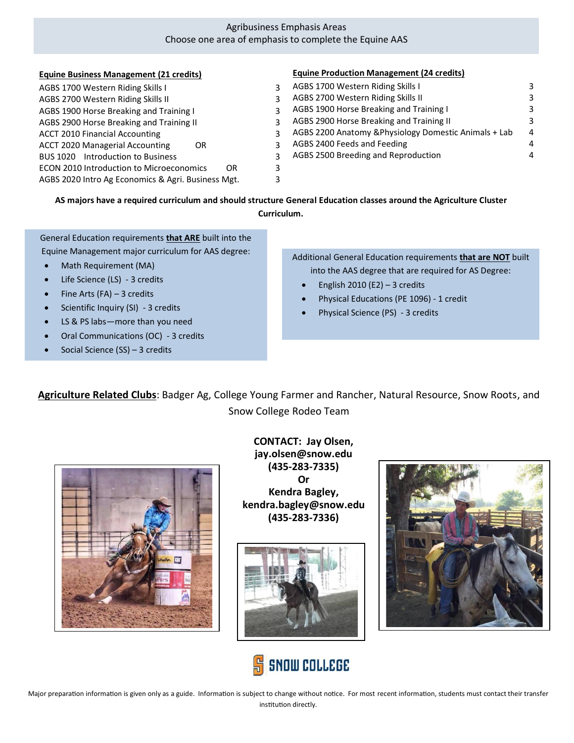## Agribusiness Emphasis Areas

Choose one area of emphasis to complete the Equine AAS

**Equine Business Management (21 credits)**

| | |
|---|---|
| AGBS 1700 Western Riding Skills I | 3 |
| AGBS 2700 Western Riding Skills II | 3 |
| AGBS 1900 Horse Breaking and Training I | 3 |
| AGBS 2900 Horse Breaking and Training II | 3 |
| ACCT 2010 Financial Accounting | 3 |
| ACCT 2020 Managerial Accounting OR | 3 |
| BUS 1020 Introduction to Business | 3 |
| ECON 2010 Introduction to Microeconomics OR | 3 |
| AGBS 2020 Intro Ag Economics & Agri. Business Mgt. | 3 |

**Equine Production Management (24 credits)**

| | |
|---|---|
| AGBS 1700 Western Riding Skills I | 3 |
| AGBS 2700 Western Riding Skills II | 3 |
| AGBS 1900 Horse Breaking and Training I | 3 |
| AGBS 2900 Horse Breaking and Training II | 3 |
| AGBS 2200 Anatomy &Physiology Domestic Animals + Lab | 4 |
| AGBS 2400 Feeds and Feeding | 4 |
| AGBS 2500 Breeding and Reproduction | 4 |

**AS majors have a required curriculum and should structure General Education classes around the Agriculture Cluster Curriculum.**

General Education requirements **that ARE** built into the Equine Management major curriculum for AAS degree:

- Math Requirement (MA)
- Life Science (LS) - 3 credits
- Fine Arts (FA) – 3 credits
- Scientific Inquiry (SI) - 3 credits
- LS & PS labs—more than you need
- Oral Communications (OC) - 3 credits
- Social Science (SS) – 3 credits

Additional General Education requirements **that are NOT** built into the AAS degree that are required for AS Degree:

- English 2010 (E2) – 3 credits
- Physical Educations (PE 1096) - 1 credit
- Physical Science (PS) - 3 credits

**Agriculture Related Clubs**: Badger Ag, College Young Farmer and Rancher, Natural Resource, Snow Roots, and Snow College Rodeo Team

**CONTACT: Jay Olsen,**
**jay.olsen@snow.edu**
**(435-283-7335)**
**Or**
**Kendra Bagley,**
**kendra.bagley@snow.edu**
**(435-283-7336)**

SNOW COLLEGE

Major preparation information is given only as a guide. Information is subject to change without notice. For most recent information, students must contact their transfer institution directly.